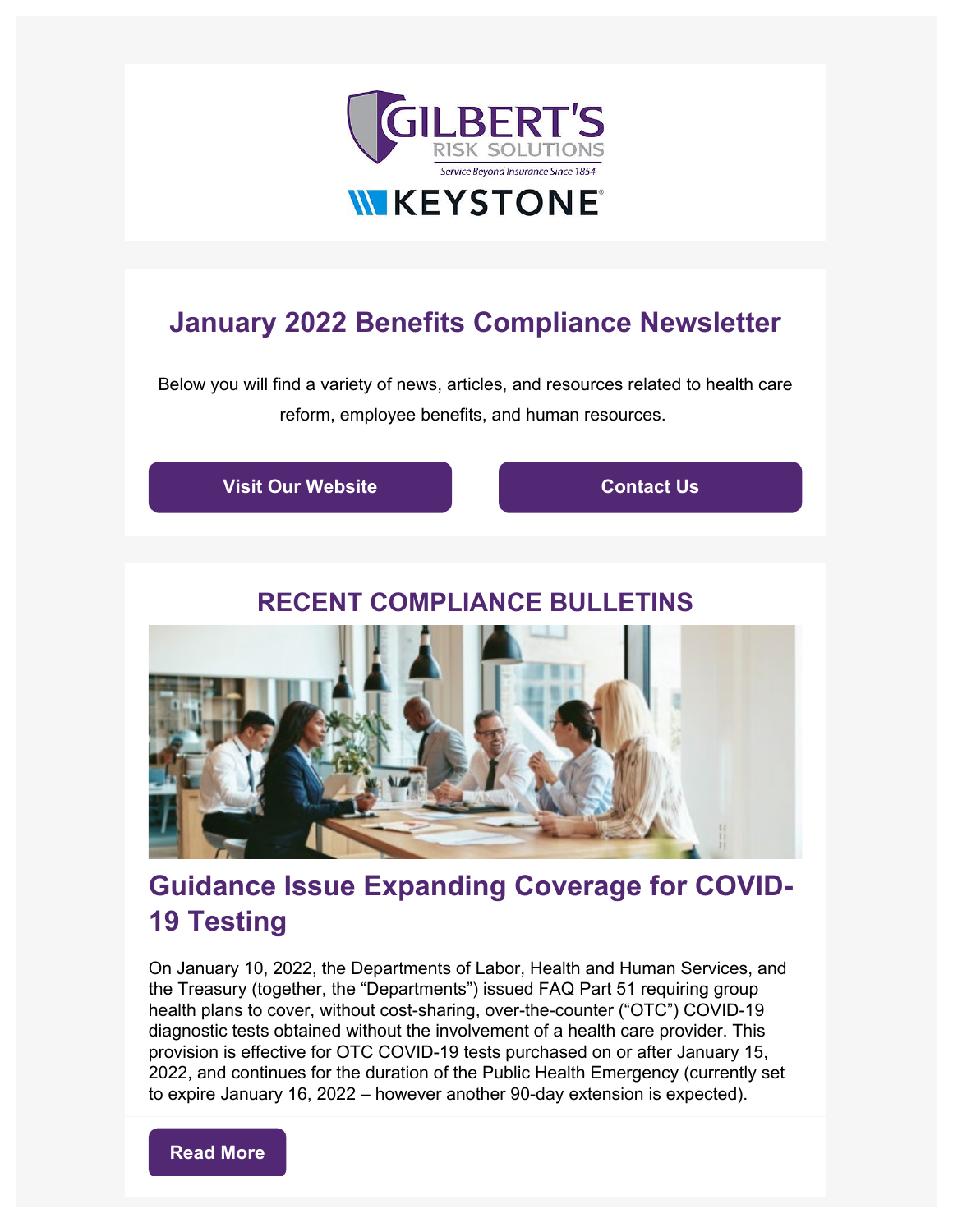# January 2022 Benefits Compliance Newsletter

Below you will find a variety of news, articles, and resources related to health care reform, employee benefits, and human resources.

**Visit Our Website** | **Contact Us**

## RECENT COMPLIANCE BULLETINS

### Guidance Issue Expanding Coverage for COVID-19 Testing

On January 10, 2022, the Departments of Labor, Health and Human Services, and the Treasury (together, the "Departments") issued FAQ Part 51 requiring group health plans to cover, without cost-sharing, over-the-counter ("OTC") COVID-19 diagnostic tests obtained without the involvement of a health care provider. This provision is effective for OTC COVID-19 tests purchased on or after January 15, 2022, and continues for the duration of the Public Health Emergency (currently set to expire January 16, 2022 – however another 90-day extension is expected).

**Read More**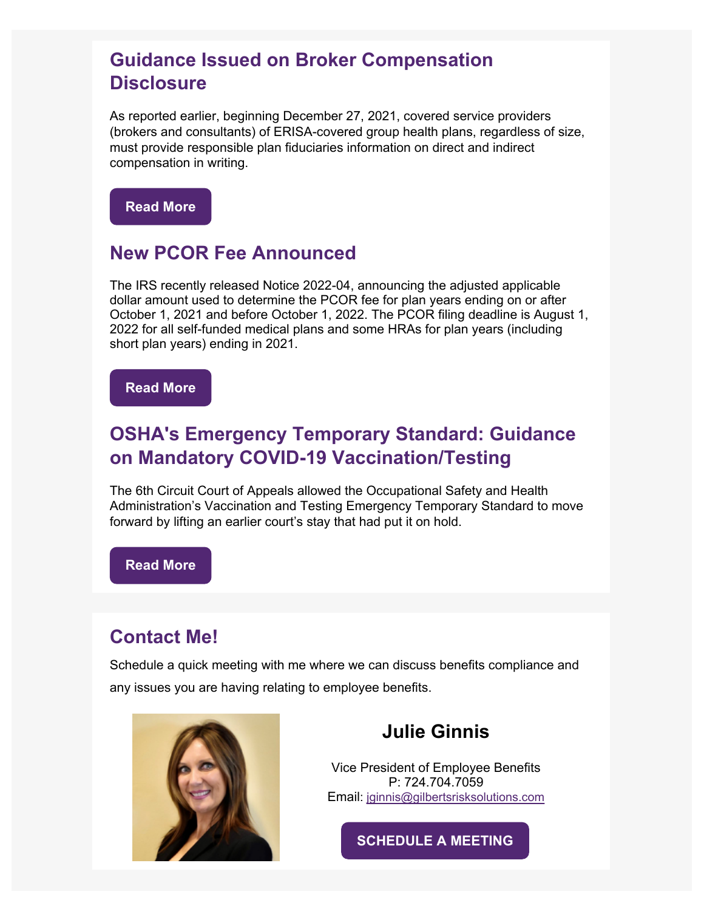## Guidance Issued on Broker Compensation Disclosure

As reported earlier, beginning December 27, 2021, covered service providers (brokers and consultants) of ERISA-covered group health plans, regardless of size, must provide responsible plan fiduciaries information on direct and indirect compensation in writing.

Read More

## New PCOR Fee Announced

The IRS recently released Notice 2022-04, announcing the adjusted applicable dollar amount used to determine the PCOR fee for plan years ending on or after October 1, 2021 and before October 1, 2022. The PCOR filing deadline is August 1, 2022 for all self-funded medical plans and some HRAs for plan years (including short plan years) ending in 2021.

Read More

## OSHA's Emergency Temporary Standard: Guidance on Mandatory COVID-19 Vaccination/Testing

The 6th Circuit Court of Appeals allowed the Occupational Safety and Health Administration's Vaccination and Testing Emergency Temporary Standard to move forward by lifting an earlier court's stay that had put it on hold.

Read More

## Contact Me!

Schedule a quick meeting with me where we can discuss benefits compliance and any issues you are having relating to employee benefits.

**Julie Ginnis**

Vice President of Employee Benefits
P: 724.704.7059
Email: jginnis@gilbertsrisksolutions.com

SCHEDULE A MEETING